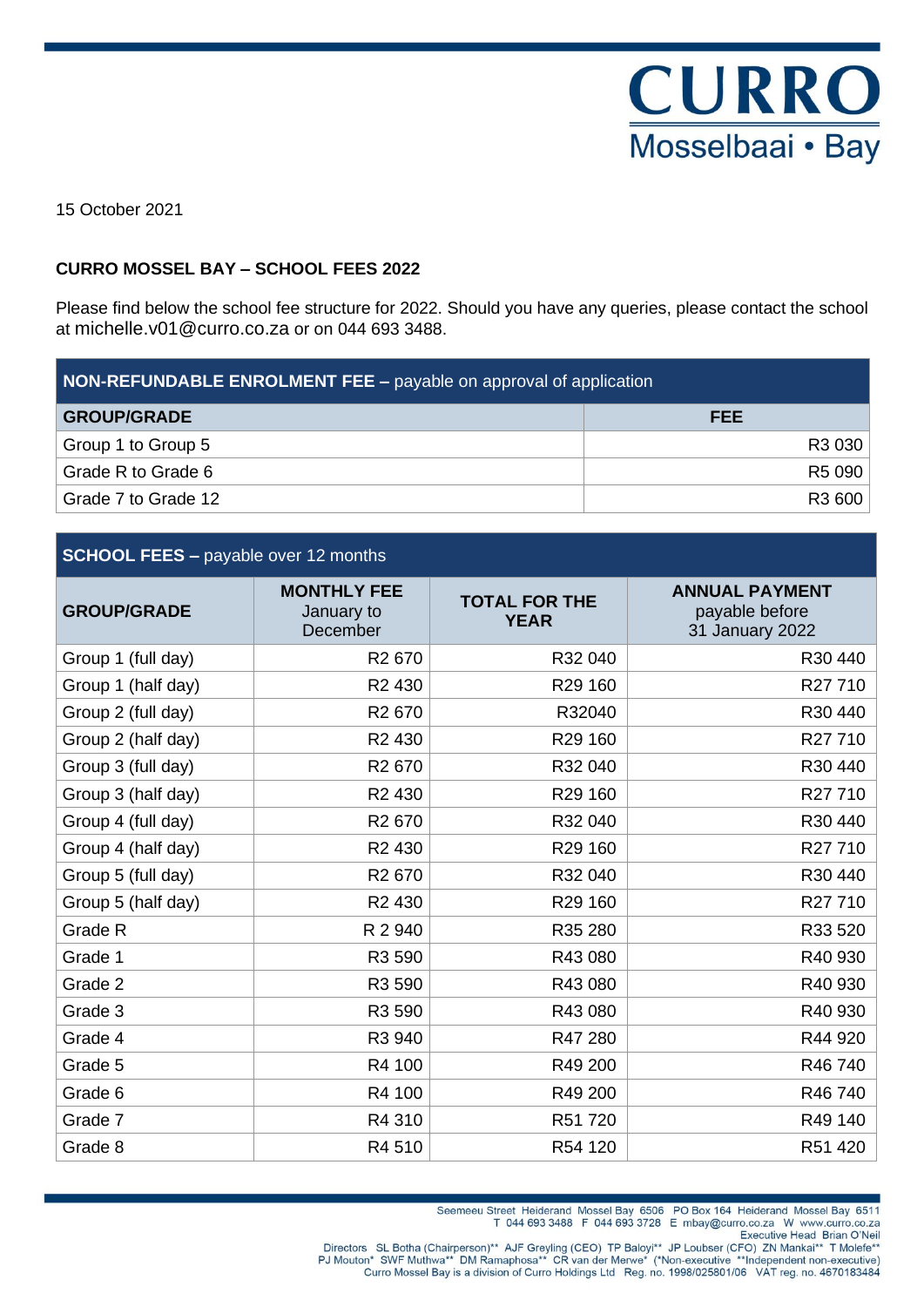CURRO
Mosselbaai • Bay

15 October 2021

**CURRO MOSSEL BAY – SCHOOL FEES 2022**

Please find below the school fee structure for 2022. Should you have any queries, please contact the school at michelle.v01@curro.co.za or on 044 693 3488.

| **NON-REFUNDABLE ENROLMENT FEE –** payable on approval of application | |
|---|---|
| **GROUP/GRADE** | **FEE** |
| Group 1 to Group 5 | R3 030 |
| Grade R to Grade 6 | R5 090 |
| Grade 7 to Grade 12 | R3 600 |

| **SCHOOL FEES –** payable over 12 months | | | |
|---|---|---|---|
| **GROUP/GRADE** | **MONTHLY FEE** January to December | **TOTAL FOR THE YEAR** | **ANNUAL PAYMENT** payable before 31 January 2022 |
| Group 1 (full day) | R2 670 | R32 040 | R30 440 |
| Group 1 (half day) | R2 430 | R29 160 | R27 710 |
| Group 2 (full day) | R2 670 | R32040 | R30 440 |
| Group 2 (half day) | R2 430 | R29 160 | R27 710 |
| Group 3 (full day) | R2 670 | R32 040 | R30 440 |
| Group 3 (half day) | R2 430 | R29 160 | R27 710 |
| Group 4 (full day) | R2 670 | R32 040 | R30 440 |
| Group 4 (half day) | R2 430 | R29 160 | R27 710 |
| Group 5 (full day) | R2 670 | R32 040 | R30 440 |
| Group 5 (half day) | R2 430 | R29 160 | R27 710 |
| Grade R | R 2 940 | R35 280 | R33 520 |
| Grade 1 | R3 590 | R43 080 | R40 930 |
| Grade 2 | R3 590 | R43 080 | R40 930 |
| Grade 3 | R3 590 | R43 080 | R40 930 |
| Grade 4 | R3 940 | R47 280 | R44 920 |
| Grade 5 | R4 100 | R49 200 | R46 740 |
| Grade 6 | R4 100 | R49 200 | R46 740 |
| Grade 7 | R4 310 | R51 720 | R49 140 |
| Grade 8 | R4 510 | R54 120 | R51 420 |

Seemeeu Street Heiderand Mossel Bay 6506 PO Box 164 Heiderand Mossel Bay 6511
T 044 693 3488 F 044 693 3728 E mbay@curro.co.za W www.curro.co.za
Executive Head Brian O'Neil
Directors SL Botha (Chairperson)** AJF Greyling (CEO) TP Baloyi** JP Loubser (CFO) ZN Mankai** T Molefe** PJ Mouton* SWF Muthwa** DM Ramaphosa** CR van der Merwe* (*Non-executive **Independent non-executive)
Curro Mossel Bay is a division of Curro Holdings Ltd Reg. no. 1998/025801/06 VAT reg. no. 4670183484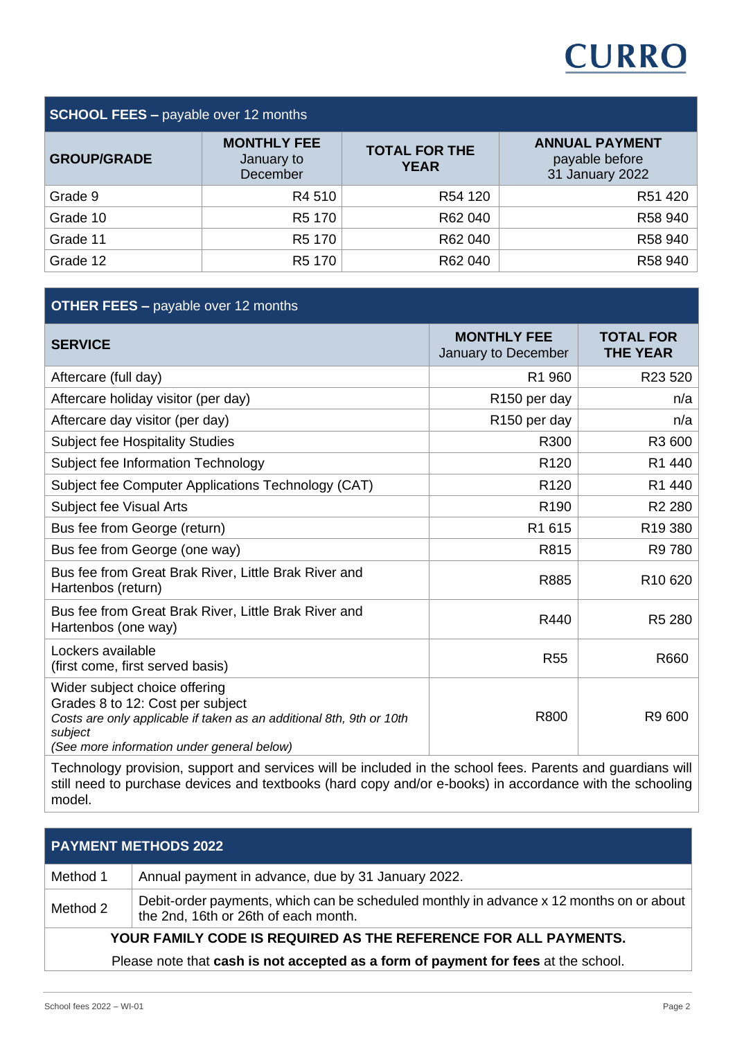CURRO

| **SCHOOL FEES –** payable over 12 months | | | |
|---|---|---|---|
| **GROUP/GRADE** | **MONTHLY FEE** January to December | **TOTAL FOR THE YEAR** | **ANNUAL PAYMENT** payable before 31 January 2022 |
| Grade 9 | R4 510 | R54 120 | R51 420 |
| Grade 10 | R5 170 | R62 040 | R58 940 |
| Grade 11 | R5 170 | R62 040 | R58 940 |
| Grade 12 | R5 170 | R62 040 | R58 940 |

| **OTHER FEES –** payable over 12 months | | |
|---|---|---|
| **SERVICE** | **MONTHLY FEE** January to December | **TOTAL FOR THE YEAR** |
| Aftercare (full day) | R1 960 | R23 520 |
| Aftercare holiday visitor (per day) | R150 per day | n/a |
| Aftercare day visitor (per day) | R150 per day | n/a |
| Subject fee Hospitality Studies | R300 | R3 600 |
| Subject fee Information Technology | R120 | R1 440 |
| Subject fee Computer Applications Technology (CAT) | R120 | R1 440 |
| Subject fee Visual Arts | R190 | R2 280 |
| Bus fee from George (return) | R1 615 | R19 380 |
| Bus fee from George (one way) | R815 | R9 780 |
| Bus fee from Great Brak River, Little Brak River and Hartenbos (return) | R885 | R10 620 |
| Bus fee from Great Brak River, Little Brak River and Hartenbos (one way) | R440 | R5 280 |
| Lockers available (first come, first served basis) | R55 | R660 |
| Wider subject choice offering Grades 8 to 12: Cost per subject *Costs are only applicable if taken as an additional 8th, 9th or 10th subject* *(See more information under general below)* | R800 | R9 600 |

Technology provision, support and services will be included in the school fees. Parents and guardians will still need to purchase devices and textbooks (hard copy and/or e-books) in accordance with the schooling model.

| **PAYMENT METHODS 2022** | |
|---|---|
| Method 1 | Annual payment in advance, due by 31 January 2022. |
| Method 2 | Debit-order payments, which can be scheduled monthly in advance x 12 months on or about the 2nd, 16th or 26th of each month. |

**YOUR FAMILY CODE IS REQUIRED AS THE REFERENCE FOR ALL PAYMENTS.**

Please note that **cash is not accepted as a form of payment for fees** at the school.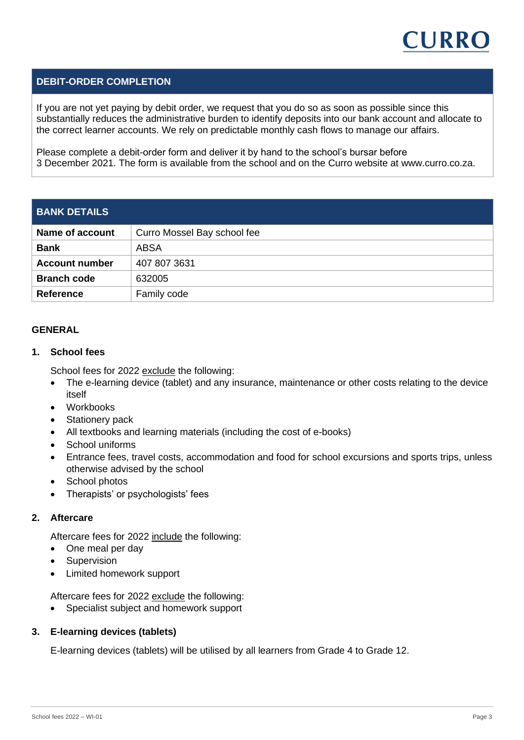## DEBIT-ORDER COMPLETION

If you are not yet paying by debit order, we request that you do so as soon as possible since this substantially reduces the administrative burden to identify deposits into our bank account and allocate to the correct learner accounts. We rely on predictable monthly cash flows to manage our affairs.

Please complete a debit-order form and deliver it by hand to the school's bursar before 3 December 2021. The form is available from the school and on the Curro website at www.curro.co.za.

## BANK DETAILS

| | |
|---|---|
| **Name of account** | Curro Mossel Bay school fee |
| **Bank** | ABSA |
| **Account number** | 407 807 3631 |
| **Branch code** | 632005 |
| **Reference** | Family code |

## GENERAL

### 1. School fees

School fees for 2022 exclude the following:

- The e-learning device (tablet) and any insurance, maintenance or other costs relating to the device itself
- Workbooks
- Stationery pack
- All textbooks and learning materials (including the cost of e-books)
- School uniforms
- Entrance fees, travel costs, accommodation and food for school excursions and sports trips, unless otherwise advised by the school
- School photos
- Therapists' or psychologists' fees

### 2. Aftercare

Aftercare fees for 2022 include the following:

- One meal per day
- Supervision
- Limited homework support

Aftercare fees for 2022 exclude the following:

- Specialist subject and homework support

### 3. E-learning devices (tablets)

E-learning devices (tablets) will be utilised by all learners from Grade 4 to Grade 12.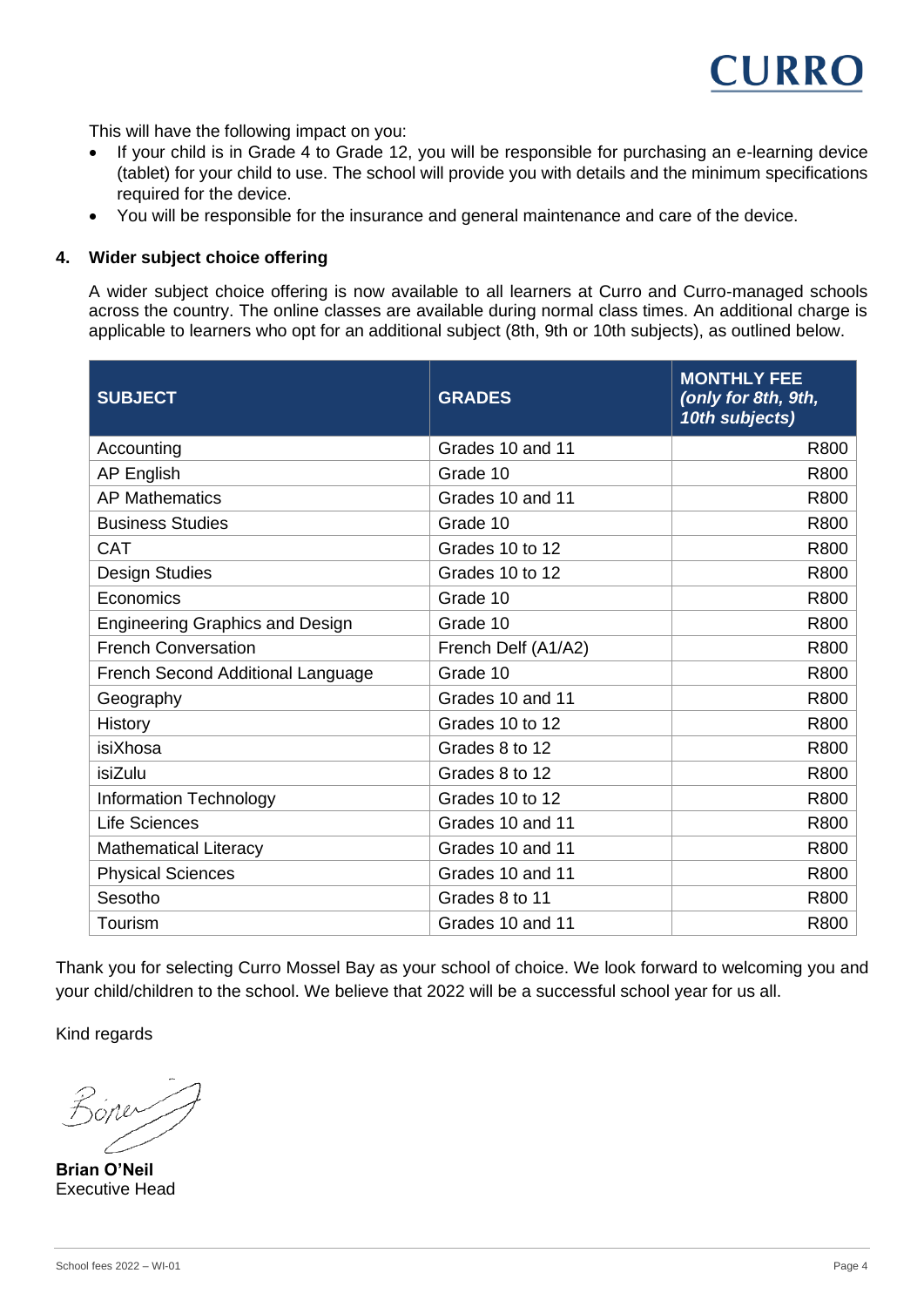This will have the following impact on you:

- If your child is in Grade 4 to Grade 12, you will be responsible for purchasing an e-learning device (tablet) for your child to use. The school will provide you with details and the minimum specifications required for the device.
- You will be responsible for the insurance and general maintenance and care of the device.

## 4. Wider subject choice offering

A wider subject choice offering is now available to all learners at Curro and Curro-managed schools across the country. The online classes are available during normal class times. An additional charge is applicable to learners who opt for an additional subject (8th, 9th or 10th subjects), as outlined below.

| SUBJECT | GRADES | MONTHLY FEE *(only for 8th, 9th, 10th subjects)* |
|---|---|---|
| Accounting | Grades 10 and 11 | R800 |
| AP English | Grade 10 | R800 |
| AP Mathematics | Grades 10 and 11 | R800 |
| Business Studies | Grade 10 | R800 |
| CAT | Grades 10 to 12 | R800 |
| Design Studies | Grades 10 to 12 | R800 |
| Economics | Grade 10 | R800 |
| Engineering Graphics and Design | Grade 10 | R800 |
| French Conversation | French Delf (A1/A2) | R800 |
| French Second Additional Language | Grade 10 | R800 |
| Geography | Grades 10 and 11 | R800 |
| History | Grades 10 to 12 | R800 |
| isiXhosa | Grades 8 to 12 | R800 |
| isiZulu | Grades 8 to 12 | R800 |
| Information Technology | Grades 10 to 12 | R800 |
| Life Sciences | Grades 10 and 11 | R800 |
| Mathematical Literacy | Grades 10 and 11 | R800 |
| Physical Sciences | Grades 10 and 11 | R800 |
| Sesotho | Grades 8 to 11 | R800 |
| Tourism | Grades 10 and 11 | R800 |

Thank you for selecting Curro Mossel Bay as your school of choice. We look forward to welcoming you and your child/children to the school. We believe that 2022 will be a successful school year for us all.

Kind regards

**Brian O'Neil**
Executive Head